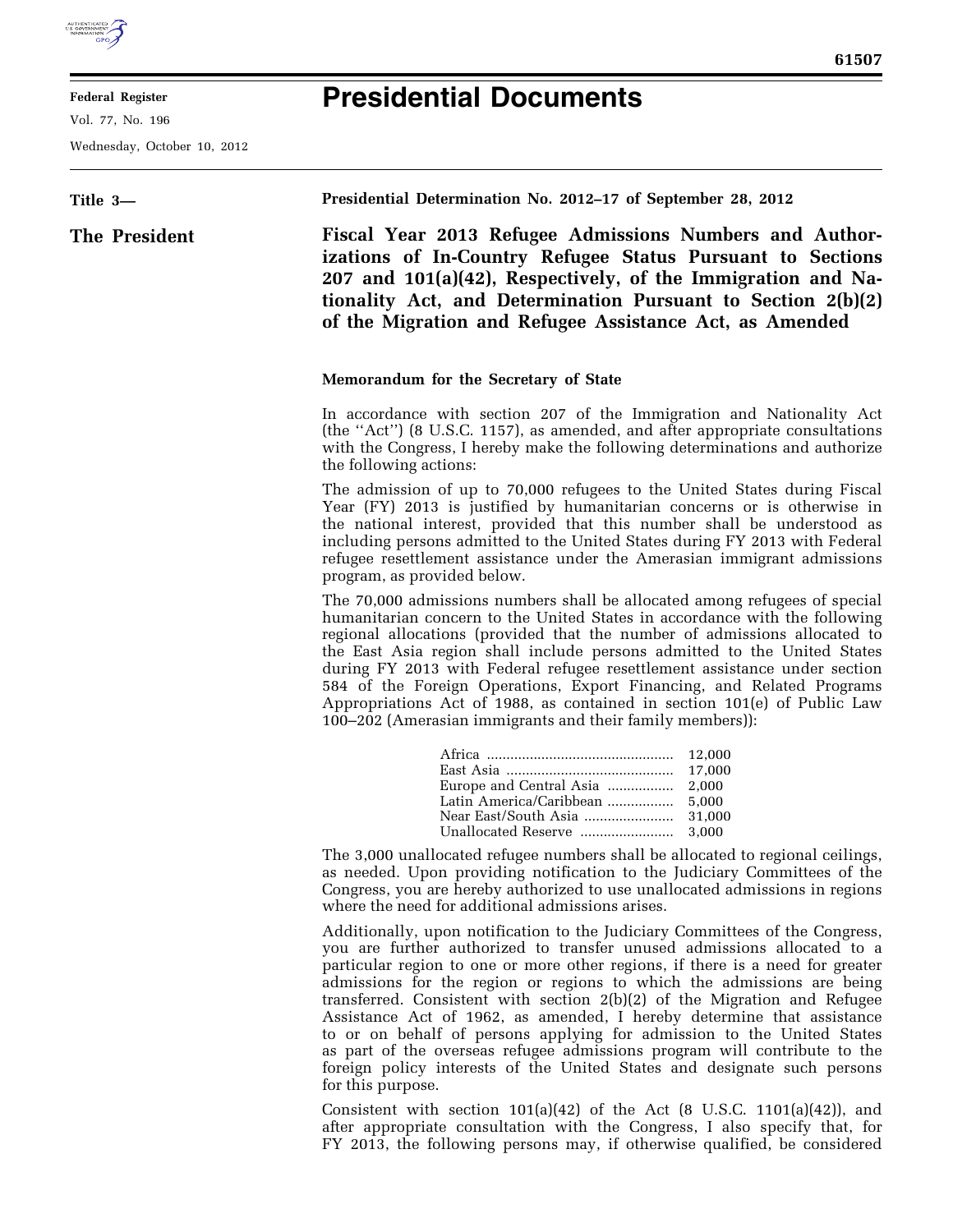# Presidential Documents

**Title 3—**

**The President**

**Presidential Determination No. 2012–17 of September 28, 2012**

## Fiscal Year 2013 Refugee Admissions Numbers and Authorizations of In-Country Refugee Status Pursuant to Sections 207 and 101(a)(42), Respectively, of the Immigration and Nationality Act, and Determination Pursuant to Section 2(b)(2) of the Migration and Refugee Assistance Act, as Amended

**Memorandum for the Secretary of State**

In accordance with section 207 of the Immigration and Nationality Act (the ''Act'') (8 U.S.C. 1157), as amended, and after appropriate consultations with the Congress, I hereby make the following determinations and authorize the following actions:

The admission of up to 70,000 refugees to the United States during Fiscal Year (FY) 2013 is justified by humanitarian concerns or is otherwise in the national interest, provided that this number shall be understood as including persons admitted to the United States during FY 2013 with Federal refugee resettlement assistance under the Amerasian immigrant admissions program, as provided below.

The 70,000 admissions numbers shall be allocated among refugees of special humanitarian concern to the United States in accordance with the following regional allocations (provided that the number of admissions allocated to the East Asia region shall include persons admitted to the United States during FY 2013 with Federal refugee resettlement assistance under section 584 of the Foreign Operations, Export Financing, and Related Programs Appropriations Act of 1988, as contained in section 101(e) of Public Law 100–202 (Amerasian immigrants and their family members)):

| Region | Number |
| --- | --- |
| Africa | 12,000 |
| East Asia | 17,000 |
| Europe and Central Asia | 2,000 |
| Latin America/Caribbean | 5,000 |
| Near East/South Asia | 31,000 |
| Unallocated Reserve | 3,000 |

The 3,000 unallocated refugee numbers shall be allocated to regional ceilings, as needed. Upon providing notification to the Judiciary Committees of the Congress, you are hereby authorized to use unallocated admissions in regions where the need for additional admissions arises.

Additionally, upon notification to the Judiciary Committees of the Congress, you are further authorized to transfer unused admissions allocated to a particular region to one or more other regions, if there is a need for greater admissions for the region or regions to which the admissions are being transferred. Consistent with section 2(b)(2) of the Migration and Refugee Assistance Act of 1962, as amended, I hereby determine that assistance to or on behalf of persons applying for admission to the United States as part of the overseas refugee admissions program will contribute to the foreign policy interests of the United States and designate such persons for this purpose.

Consistent with section 101(a)(42) of the Act (8 U.S.C. 1101(a)(42)), and after appropriate consultation with the Congress, I also specify that, for FY 2013, the following persons may, if otherwise qualified, be considered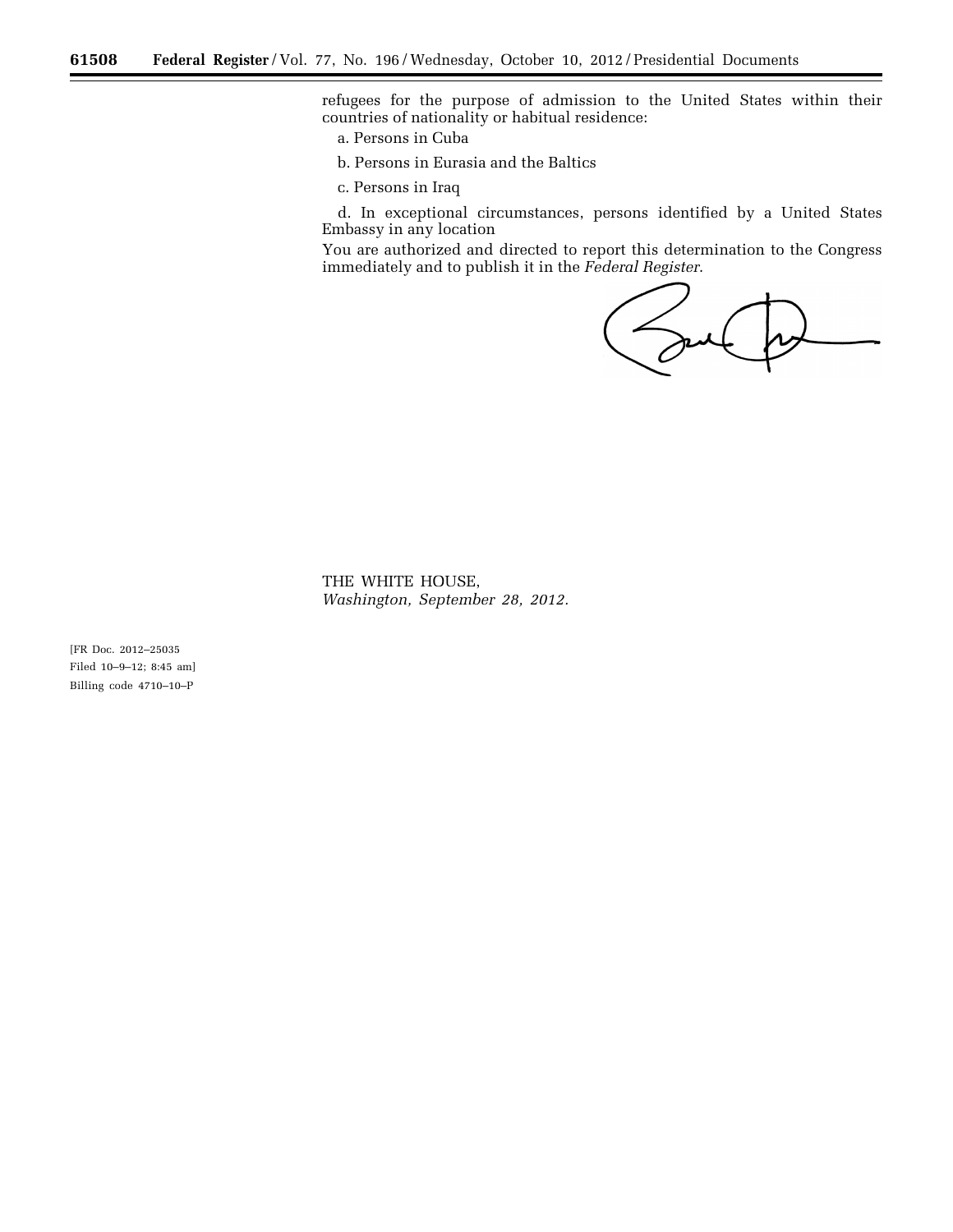refugees for the purpose of admission to the United States within their countries of nationality or habitual residence:

a. Persons in Cuba

b. Persons in Eurasia and the Baltics

c. Persons in Iraq

d. In exceptional circumstances, persons identified by a United States Embassy in any location

You are authorized and directed to report this determination to the Congress immediately and to publish it in the *Federal Register*.

THE WHITE HOUSE,
*Washington, September 28, 2012.*

[FR Doc. 2012–25035
Filed 10–9–12; 8:45 am]
Billing code 4710–10–P